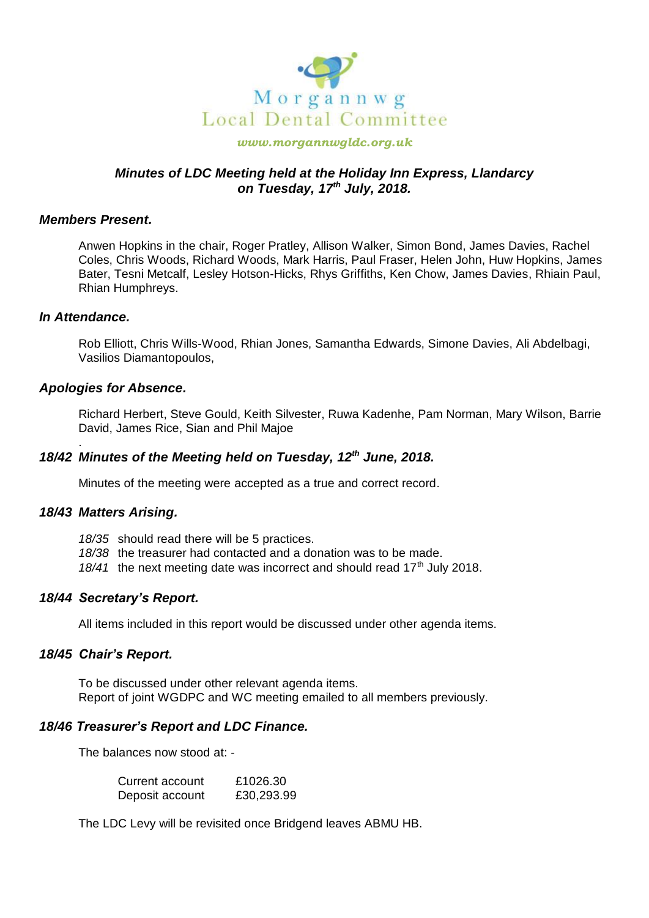Morgannwg
Local Dental Committee

*www.morgannwgldc.org.uk*

## *Minutes of LDC Meeting held at the Holiday Inn Express, Llandarcy on Tuesday, 17th July, 2018.*

### *Members Present.*

Anwen Hopkins in the chair, Roger Pratley, Allison Walker, Simon Bond, James Davies, Rachel Coles, Chris Woods, Richard Woods, Mark Harris, Paul Fraser, Helen John, Huw Hopkins, James Bater, Tesni Metcalf, Lesley Hotson-Hicks, Rhys Griffiths, Ken Chow, James Davies, Rhiain Paul, Rhian Humphreys.

### *In Attendance.*

Rob Elliott, Chris Wills-Wood, Rhian Jones, Samantha Edwards, Simone Davies, Ali Abdelbagi, Vasilios Diamantopoulos,

### *Apologies for Absence.*

Richard Herbert, Steve Gould, Keith Silvester, Ruwa Kadenhe, Pam Norman, Mary Wilson, Barrie David, James Rice, Sian and Phil Majoe

.

### *18/42 Minutes of the Meeting held on Tuesday, 12th June, 2018.*

Minutes of the meeting were accepted as a true and correct record.

### *18/43 Matters Arising.*

*18/35* should read there will be 5 practices.
*18/38* the treasurer had contacted and a donation was to be made.
*18/41* the next meeting date was incorrect and should read 17th July 2018.

### *18/44 Secretary's Report.*

All items included in this report would be discussed under other agenda items.

### *18/45 Chair's Report.*

To be discussed under other relevant agenda items.
Report of joint WGDPC and WC meeting emailed to all members previously.

### *18/46 Treasurer's Report and LDC Finance.*

The balances now stood at: -

| | |
|---|---|
| Current account | £1026.30 |
| Deposit account | £30,293.99 |

The LDC Levy will be revisited once Bridgend leaves ABMU HB.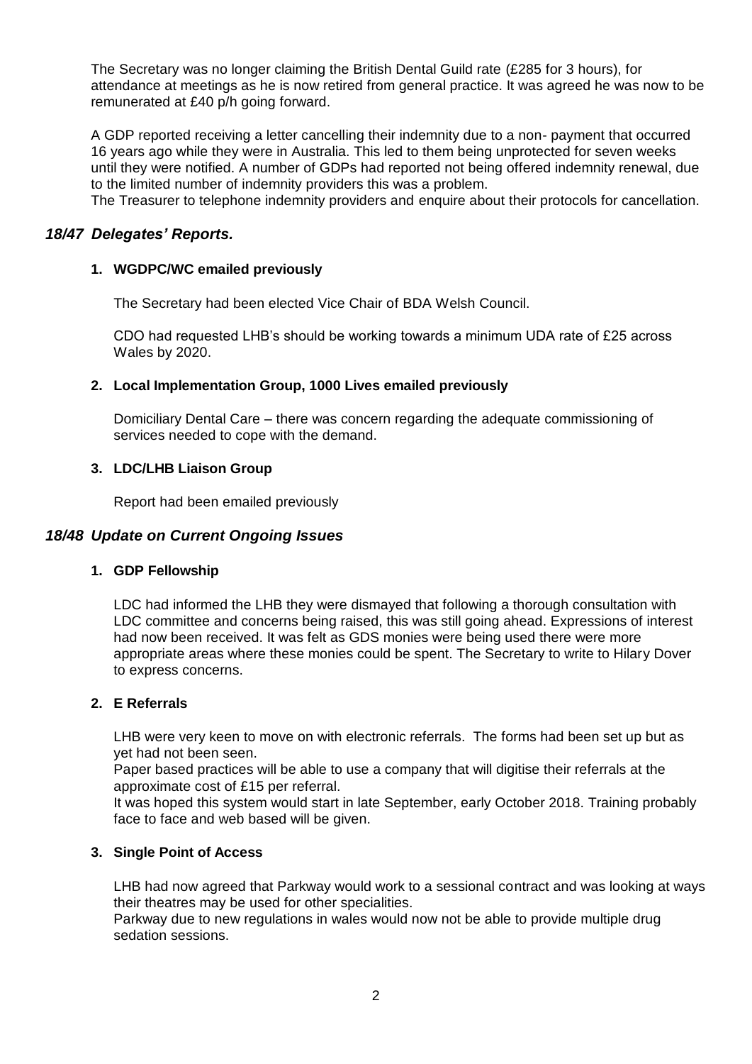The Secretary was no longer claiming the British Dental Guild rate (£285 for 3 hours), for attendance at meetings as he is now retired from general practice. It was agreed he was now to be remunerated at £40 p/h going forward.

A GDP reported receiving a letter cancelling their indemnity due to a non- payment that occurred 16 years ago while they were in Australia. This led to them being unprotected for seven weeks until they were notified. A number of GDPs had reported not being offered indemnity renewal, due to the limited number of indemnity providers this was a problem.
The Treasurer to telephone indemnity providers and enquire about their protocols for cancellation.

## *18/47 Delegates' Reports.*

### 1. WGDPC/WC emailed previously

The Secretary had been elected Vice Chair of BDA Welsh Council.

CDO had requested LHB's should be working towards a minimum UDA rate of £25 across Wales by 2020.

### 2. Local Implementation Group, 1000 Lives emailed previously

Domiciliary Dental Care – there was concern regarding the adequate commissioning of services needed to cope with the demand.

### 3. LDC/LHB Liaison Group

Report had been emailed previously

## *18/48 Update on Current Ongoing Issues*

### 1. GDP Fellowship

LDC had informed the LHB they were dismayed that following a thorough consultation with LDC committee and concerns being raised, this was still going ahead. Expressions of interest had now been received. It was felt as GDS monies were being used there were more appropriate areas where these monies could be spent. The Secretary to write to Hilary Dover to express concerns.

### 2. E Referrals

LHB were very keen to move on with electronic referrals. The forms had been set up but as yet had not been seen.
Paper based practices will be able to use a company that will digitise their referrals at the approximate cost of £15 per referral.
It was hoped this system would start in late September, early October 2018. Training probably face to face and web based will be given.

### 3. Single Point of Access

LHB had now agreed that Parkway would work to a sessional contract and was looking at ways their theatres may be used for other specialities.
Parkway due to new regulations in wales would now not be able to provide multiple drug sedation sessions.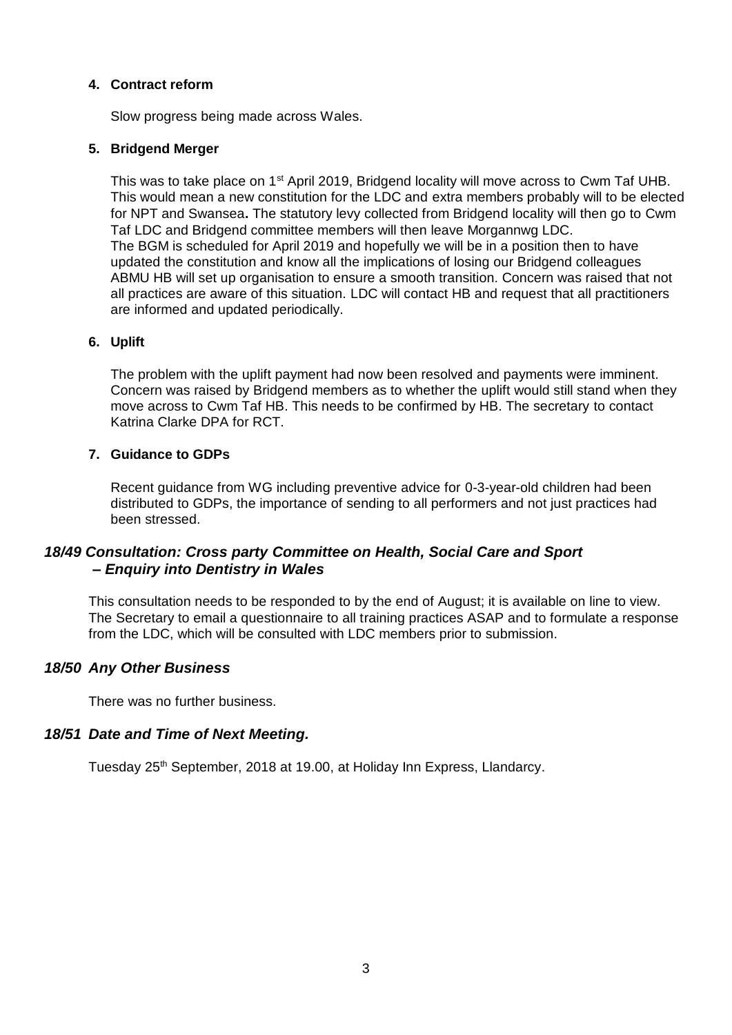**4. Contract reform**

Slow progress being made across Wales.

**5. Bridgend Merger**

This was to take place on 1st April 2019, Bridgend locality will move across to Cwm Taf UHB. This would mean a new constitution for the LDC and extra members probably will to be elected for NPT and Swansea**.** The statutory levy collected from Bridgend locality will then go to Cwm Taf LDC and Bridgend committee members will then leave Morgannwg LDC.
The BGM is scheduled for April 2019 and hopefully we will be in a position then to have updated the constitution and know all the implications of losing our Bridgend colleagues ABMU HB will set up organisation to ensure a smooth transition. Concern was raised that not all practices are aware of this situation. LDC will contact HB and request that all practitioners are informed and updated periodically.

**6. Uplift**

The problem with the uplift payment had now been resolved and payments were imminent. Concern was raised by Bridgend members as to whether the uplift would still stand when they move across to Cwm Taf HB. This needs to be confirmed by HB. The secretary to contact Katrina Clarke DPA for RCT.

**7. Guidance to GDPs**

Recent guidance from WG including preventive advice for 0-3-year-old children had been distributed to GDPs, the importance of sending to all performers and not just practices had been stressed.

### *18/49 Consultation: Cross party Committee on Health, Social Care and Sport – Enquiry into Dentistry in Wales*

This consultation needs to be responded to by the end of August; it is available on line to view. The Secretary to email a questionnaire to all training practices ASAP and to formulate a response from the LDC, which will be consulted with LDC members prior to submission.

### *18/50 Any Other Business*

There was no further business.

### *18/51 Date and Time of Next Meeting.*

Tuesday 25th September, 2018 at 19.00, at Holiday Inn Express, Llandarcy.